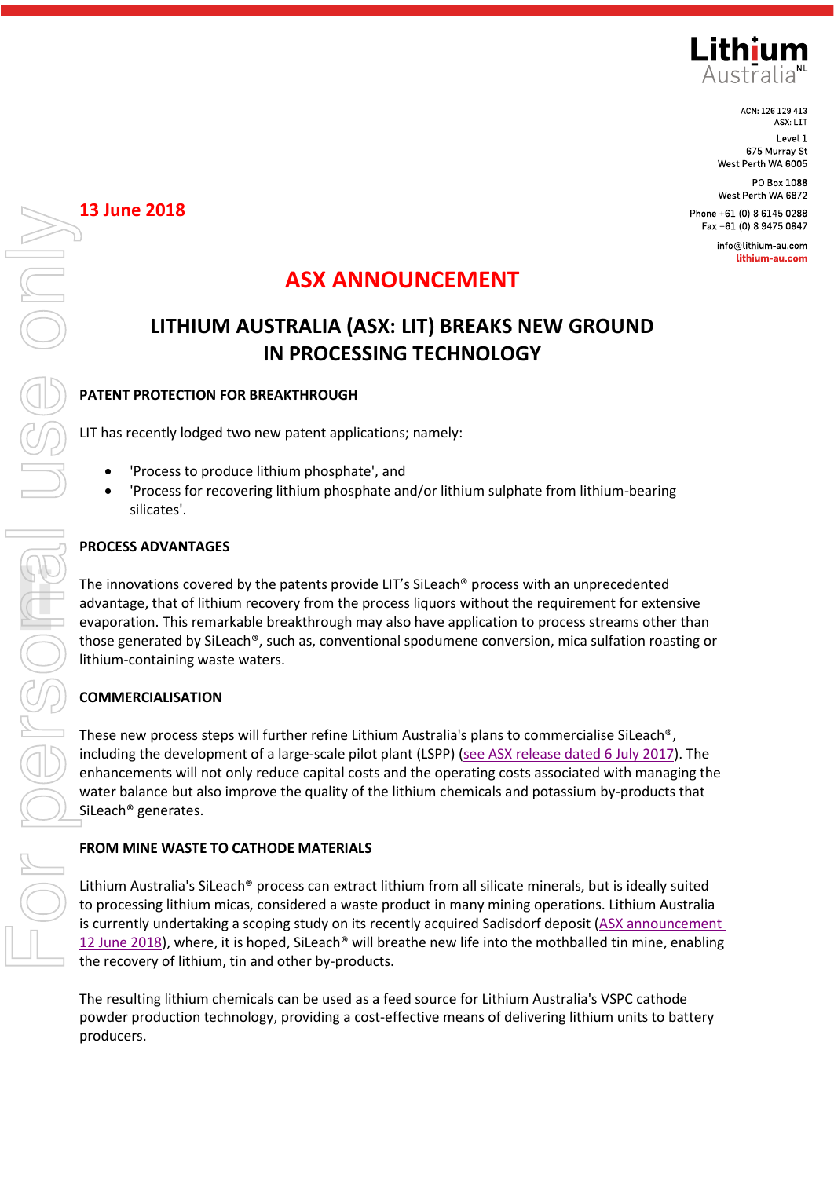Lithium Australia NL

ACN: 126 129 413
ASX: LIT

Level 1
675 Murray St
West Perth WA 6005

PO Box 1088
West Perth WA 6872

Phone +61 (0) 8 6145 0288
Fax +61 (0) 8 9475 0847

info@lithium-au.com
lithium-au.com

**13 June 2018**

# ASX ANNOUNCEMENT

## LITHIUM AUSTRALIA (ASX: LIT) BREAKS NEW GROUND IN PROCESSING TECHNOLOGY

### PATENT PROTECTION FOR BREAKTHROUGH

LIT has recently lodged two new patent applications; namely:

- 'Process to produce lithium phosphate', and
- 'Process for recovering lithium phosphate and/or lithium sulphate from lithium-bearing silicates'.

### PROCESS ADVANTAGES

The innovations covered by the patents provide LIT's SiLeach® process with an unprecedented advantage, that of lithium recovery from the process liquors without the requirement for extensive evaporation. This remarkable breakthrough may also have application to process streams other than those generated by SiLeach®, such as, conventional spodumene conversion, mica sulfation roasting or lithium-containing waste waters.

### COMMERCIALISATION

These new process steps will further refine Lithium Australia's plans to commercialise SiLeach®, including the development of a large-scale pilot plant (LSPP) (see ASX release dated 6 July 2017). The enhancements will not only reduce capital costs and the operating costs associated with managing the water balance but also improve the quality of the lithium chemicals and potassium by-products that SiLeach® generates.

### FROM MINE WASTE TO CATHODE MATERIALS

Lithium Australia's SiLeach® process can extract lithium from all silicate minerals, but is ideally suited to processing lithium micas, considered a waste product in many mining operations. Lithium Australia is currently undertaking a scoping study on its recently acquired Sadisdorf deposit (ASX announcement 12 June 2018), where, it is hoped, SiLeach® will breathe new life into the mothballed tin mine, enabling the recovery of lithium, tin and other by-products.

The resulting lithium chemicals can be used as a feed source for Lithium Australia's VSPC cathode powder production technology, providing a cost-effective means of delivering lithium units to battery producers.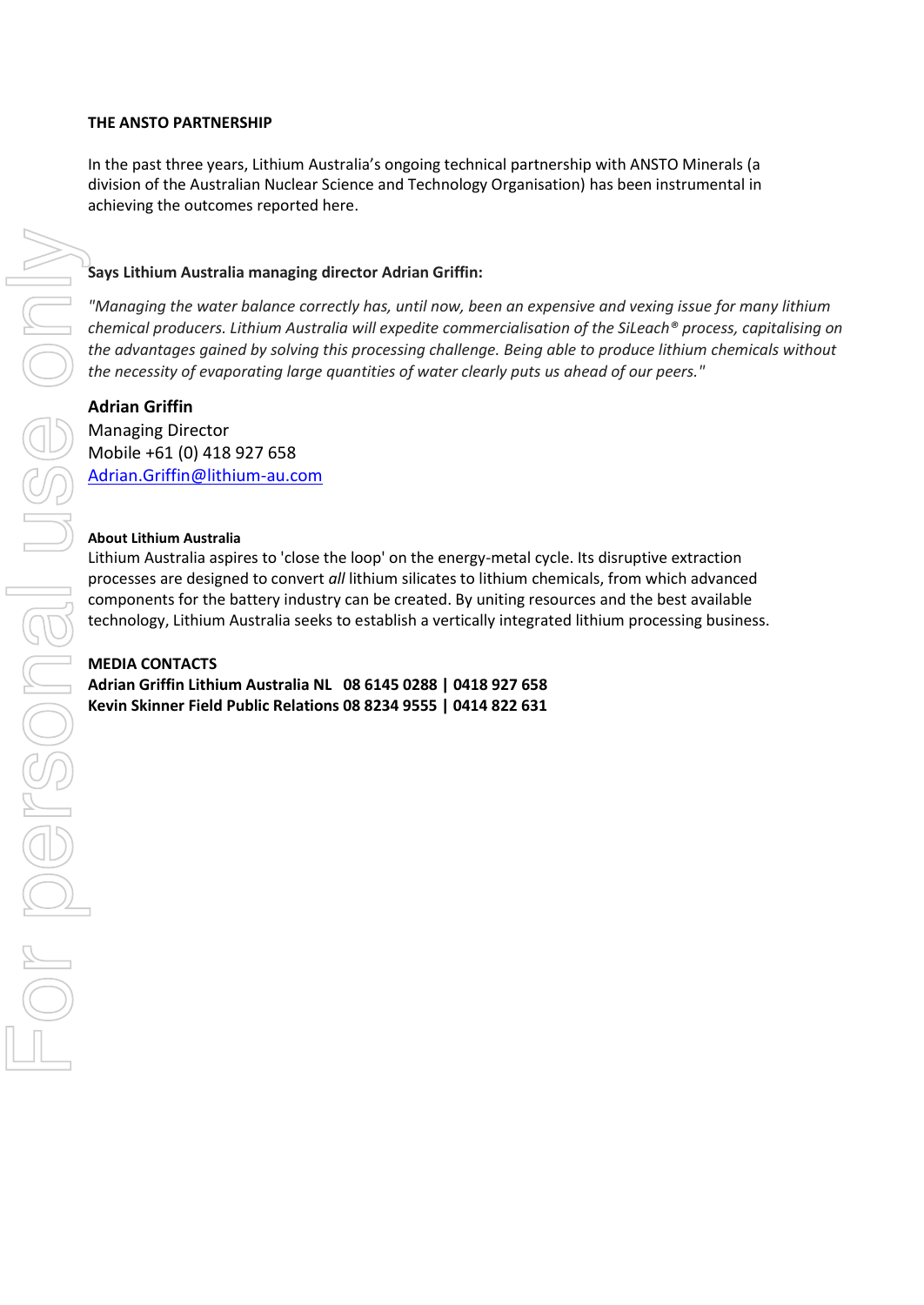**THE ANSTO PARTNERSHIP**

In the past three years, Lithium Australia's ongoing technical partnership with ANSTO Minerals (a division of the Australian Nuclear Science and Technology Organisation) has been instrumental in achieving the outcomes reported here.

**Says Lithium Australia managing director Adrian Griffin:**

*"Managing the water balance correctly has, until now, been an expensive and vexing issue for many lithium chemical producers. Lithium Australia will expedite commercialisation of the SiLeach® process, capitalising on the advantages gained by solving this processing challenge. Being able to produce lithium chemicals without the necessity of evaporating large quantities of water clearly puts us ahead of our peers."*

**Adrian Griffin**
Managing Director
Mobile +61 (0) 418 927 658
Adrian.Griffin@lithium-au.com

**About Lithium Australia**

Lithium Australia aspires to 'close the loop' on the energy-metal cycle. Its disruptive extraction processes are designed to convert *all* lithium silicates to lithium chemicals, from which advanced components for the battery industry can be created. By uniting resources and the best available technology, Lithium Australia seeks to establish a vertically integrated lithium processing business.

**MEDIA CONTACTS**
**Adrian Griffin Lithium Australia NL 08 6145 0288 | 0418 927 658**
**Kevin Skinner Field Public Relations 08 8234 9555 | 0414 822 631**